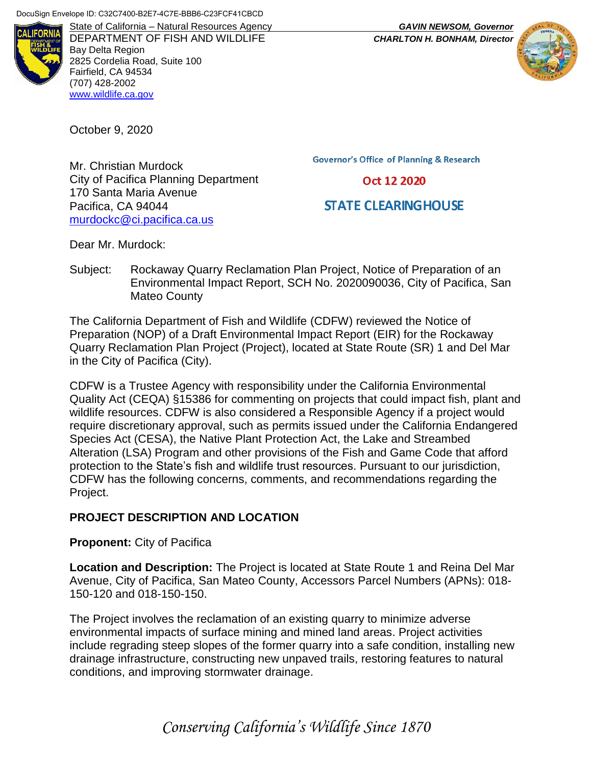DocuSign Envelope ID: C32C7400-B2E7-4C7E-BBB6-C23FCF41CBCD

State of California – Natural Resources Agency
DEPARTMENT OF FISH AND WILDLIFE
Bay Delta Region
2825 Cordelia Road, Suite 100
Fairfield, CA 94534
(707) 428-2002
www.wildlife.ca.gov

*GAVIN NEWSOM, Governor*
*CHARLTON H. BONHAM, Director*

October 9, 2020

Mr. Christian Murdock
City of Pacifica Planning Department
170 Santa Maria Avenue
Pacifica, CA 94044
murdockc@ci.pacifica.ca.us

Governor's Office of Planning & Research

Oct 12 2020

STATE CLEARINGHOUSE

Dear Mr. Murdock:

Subject: Rockaway Quarry Reclamation Plan Project, Notice of Preparation of an Environmental Impact Report, SCH No. 2020090036, City of Pacifica, San Mateo County

The California Department of Fish and Wildlife (CDFW) reviewed the Notice of Preparation (NOP) of a Draft Environmental Impact Report (EIR) for the Rockaway Quarry Reclamation Plan Project (Project), located at State Route (SR) 1 and Del Mar in the City of Pacifica (City).

CDFW is a Trustee Agency with responsibility under the California Environmental Quality Act (CEQA) §15386 for commenting on projects that could impact fish, plant and wildlife resources. CDFW is also considered a Responsible Agency if a project would require discretionary approval, such as permits issued under the California Endangered Species Act (CESA), the Native Plant Protection Act, the Lake and Streambed Alteration (LSA) Program and other provisions of the Fish and Game Code that afford protection to the State's fish and wildlife trust resources. Pursuant to our jurisdiction, CDFW has the following concerns, comments, and recommendations regarding the Project.

## PROJECT DESCRIPTION AND LOCATION

**Proponent:** City of Pacifica

**Location and Description:** The Project is located at State Route 1 and Reina Del Mar Avenue, City of Pacifica, San Mateo County, Accessors Parcel Numbers (APNs): 018-150-120 and 018-150-150.

The Project involves the reclamation of an existing quarry to minimize adverse environmental impacts of surface mining and mined land areas. Project activities include regrading steep slopes of the former quarry into a safe condition, installing new drainage infrastructure, constructing new unpaved trails, restoring features to natural conditions, and improving stormwater drainage.

*Conserving California's Wildlife Since 1870*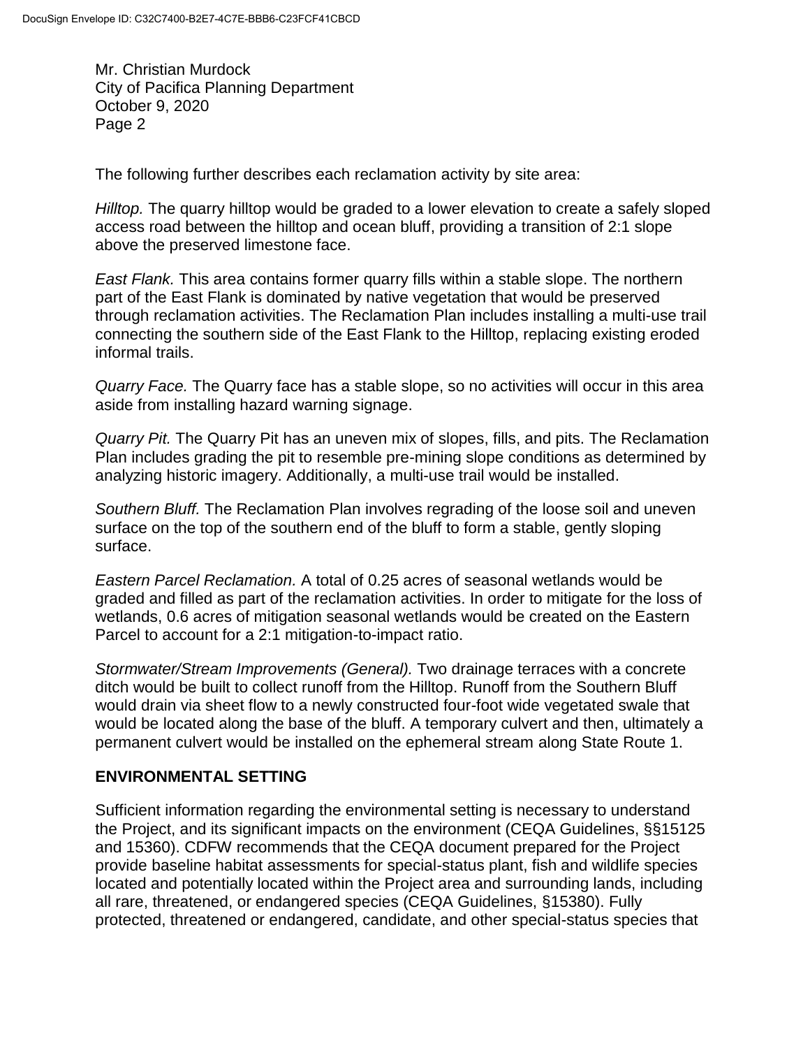The following further describes each reclamation activity by site area:

*Hilltop.* The quarry hilltop would be graded to a lower elevation to create a safely sloped access road between the hilltop and ocean bluff, providing a transition of 2:1 slope above the preserved limestone face.

*East Flank.* This area contains former quarry fills within a stable slope. The northern part of the East Flank is dominated by native vegetation that would be preserved through reclamation activities. The Reclamation Plan includes installing a multi-use trail connecting the southern side of the East Flank to the Hilltop, replacing existing eroded informal trails.

*Quarry Face.* The Quarry face has a stable slope, so no activities will occur in this area aside from installing hazard warning signage.

*Quarry Pit.* The Quarry Pit has an uneven mix of slopes, fills, and pits. The Reclamation Plan includes grading the pit to resemble pre-mining slope conditions as determined by analyzing historic imagery. Additionally, a multi-use trail would be installed.

*Southern Bluff.* The Reclamation Plan involves regrading of the loose soil and uneven surface on the top of the southern end of the bluff to form a stable, gently sloping surface.

*Eastern Parcel Reclamation.* A total of 0.25 acres of seasonal wetlands would be graded and filled as part of the reclamation activities. In order to mitigate for the loss of wetlands, 0.6 acres of mitigation seasonal wetlands would be created on the Eastern Parcel to account for a 2:1 mitigation-to-impact ratio.

*Stormwater/Stream Improvements (General).* Two drainage terraces with a concrete ditch would be built to collect runoff from the Hilltop. Runoff from the Southern Bluff would drain via sheet flow to a newly constructed four-foot wide vegetated swale that would be located along the base of the bluff. A temporary culvert and then, ultimately a permanent culvert would be installed on the ephemeral stream along State Route 1.

## ENVIRONMENTAL SETTING

Sufficient information regarding the environmental setting is necessary to understand the Project, and its significant impacts on the environment (CEQA Guidelines, §§15125 and 15360). CDFW recommends that the CEQA document prepared for the Project provide baseline habitat assessments for special-status plant, fish and wildlife species located and potentially located within the Project area and surrounding lands, including all rare, threatened, or endangered species (CEQA Guidelines, §15380). Fully protected, threatened or endangered, candidate, and other special-status species that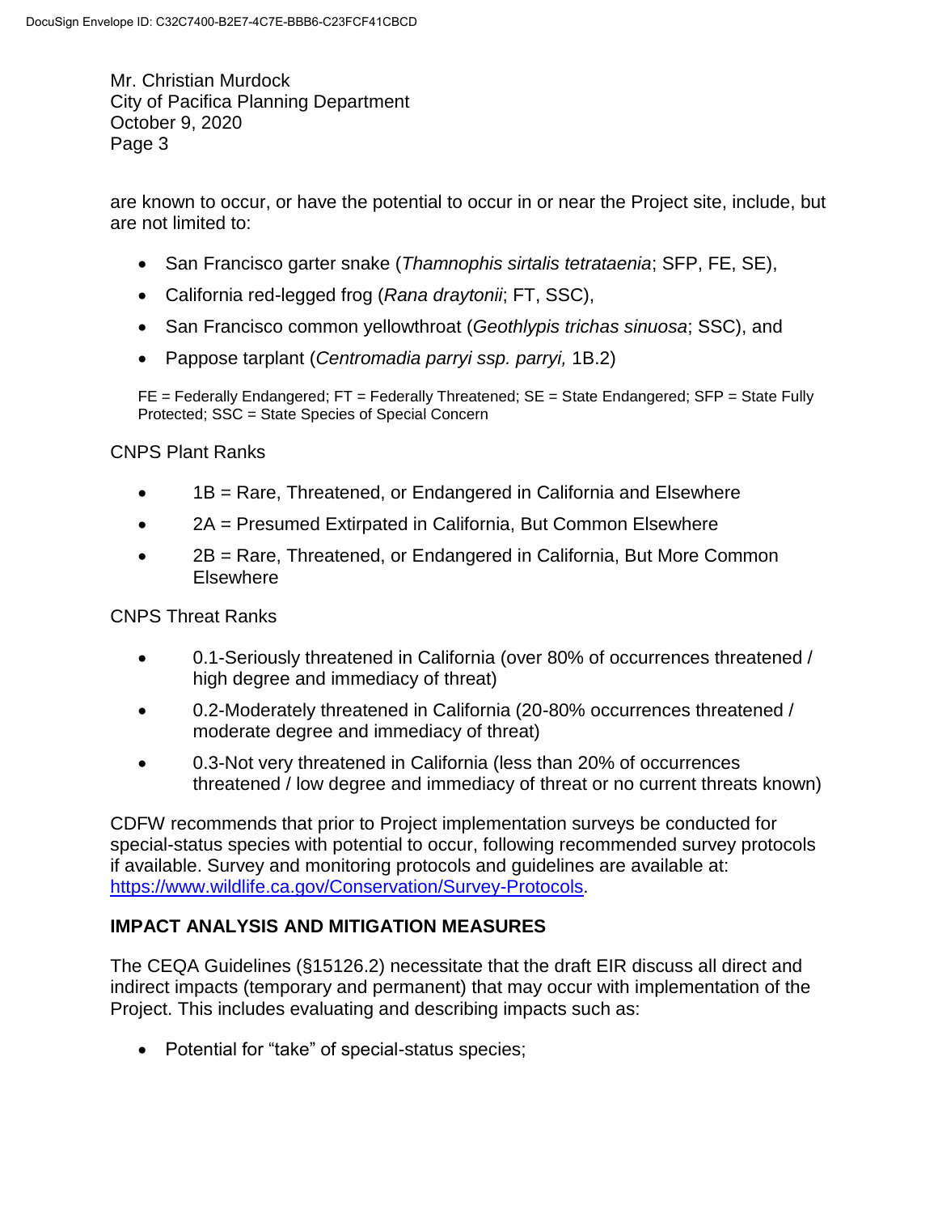are known to occur, or have the potential to occur in or near the Project site, include, but are not limited to:

- San Francisco garter snake (*Thamnophis sirtalis tetrataenia*; SFP, FE, SE),
- California red-legged frog (*Rana draytonii*; FT, SSC),
- San Francisco common yellowthroat (*Geothlypis trichas sinuosa*; SSC), and
- Pappose tarplant (*Centromadia parryi ssp. parryi,* 1B.2)

FE = Federally Endangered; FT = Federally Threatened; SE = State Endangered; SFP = State Fully Protected; SSC = State Species of Special Concern

CNPS Plant Ranks

- 1B = Rare, Threatened, or Endangered in California and Elsewhere
- 2A = Presumed Extirpated in California, But Common Elsewhere
- 2B = Rare, Threatened, or Endangered in California, But More Common Elsewhere

CNPS Threat Ranks

- 0.1-Seriously threatened in California (over 80% of occurrences threatened / high degree and immediacy of threat)
- 0.2-Moderately threatened in California (20-80% occurrences threatened / moderate degree and immediacy of threat)
- 0.3-Not very threatened in California (less than 20% of occurrences threatened / low degree and immediacy of threat or no current threats known)

CDFW recommends that prior to Project implementation surveys be conducted for special-status species with potential to occur, following recommended survey protocols if available. Survey and monitoring protocols and guidelines are available at: https://www.wildlife.ca.gov/Conservation/Survey-Protocols.

## IMPACT ANALYSIS AND MITIGATION MEASURES

The CEQA Guidelines (§15126.2) necessitate that the draft EIR discuss all direct and indirect impacts (temporary and permanent) that may occur with implementation of the Project. This includes evaluating and describing impacts such as:

- Potential for "take" of special-status species;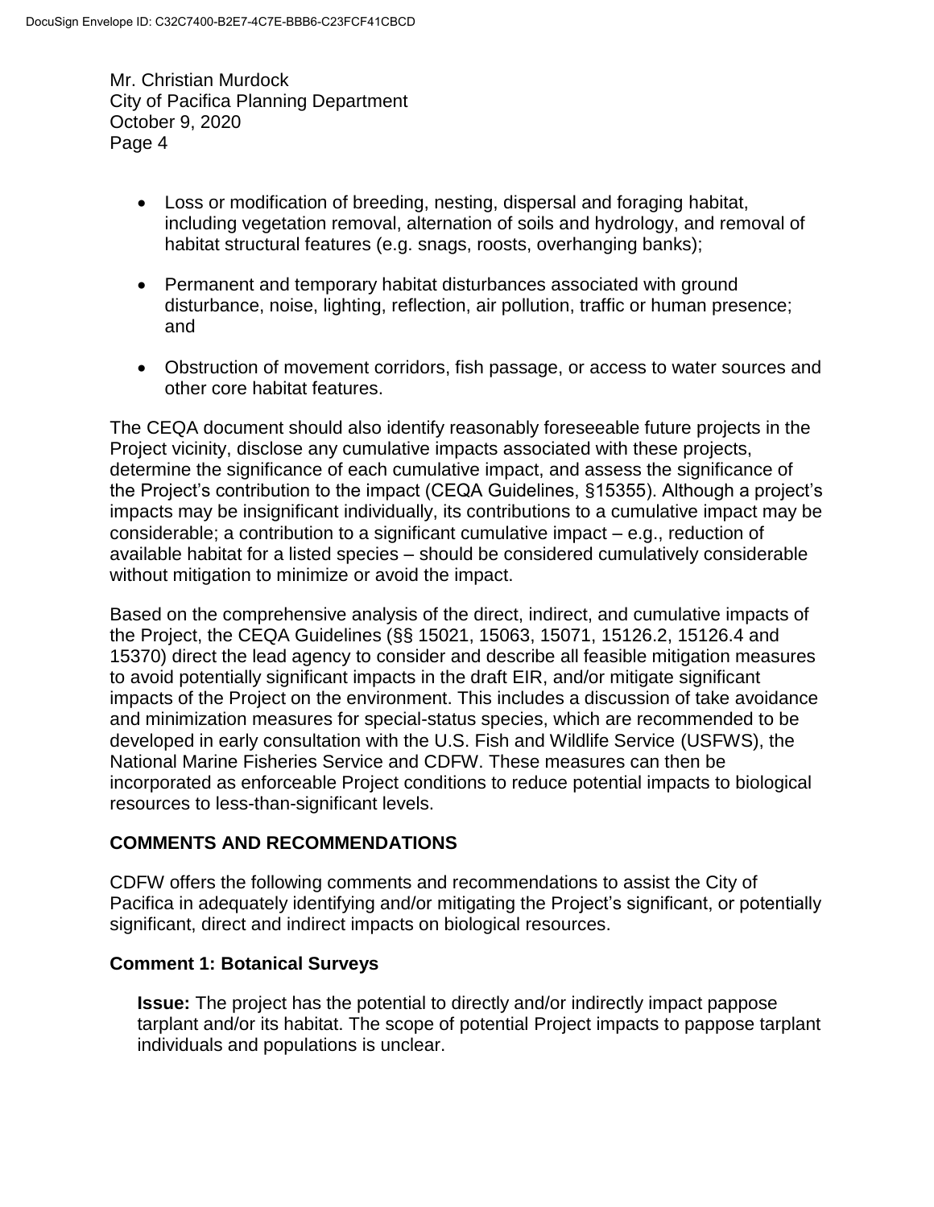- Loss or modification of breeding, nesting, dispersal and foraging habitat, including vegetation removal, alternation of soils and hydrology, and removal of habitat structural features (e.g. snags, roosts, overhanging banks);
- Permanent and temporary habitat disturbances associated with ground disturbance, noise, lighting, reflection, air pollution, traffic or human presence; and
- Obstruction of movement corridors, fish passage, or access to water sources and other core habitat features.

The CEQA document should also identify reasonably foreseeable future projects in the Project vicinity, disclose any cumulative impacts associated with these projects, determine the significance of each cumulative impact, and assess the significance of the Project's contribution to the impact (CEQA Guidelines, §15355). Although a project's impacts may be insignificant individually, its contributions to a cumulative impact may be considerable; a contribution to a significant cumulative impact – e.g., reduction of available habitat for a listed species – should be considered cumulatively considerable without mitigation to minimize or avoid the impact.

Based on the comprehensive analysis of the direct, indirect, and cumulative impacts of the Project, the CEQA Guidelines (§§ 15021, 15063, 15071, 15126.2, 15126.4 and 15370) direct the lead agency to consider and describe all feasible mitigation measures to avoid potentially significant impacts in the draft EIR, and/or mitigate significant impacts of the Project on the environment. This includes a discussion of take avoidance and minimization measures for special-status species, which are recommended to be developed in early consultation with the U.S. Fish and Wildlife Service (USFWS), the National Marine Fisheries Service and CDFW. These measures can then be incorporated as enforceable Project conditions to reduce potential impacts to biological resources to less-than-significant levels.

## COMMENTS AND RECOMMENDATIONS

CDFW offers the following comments and recommendations to assist the City of Pacifica in adequately identifying and/or mitigating the Project's significant, or potentially significant, direct and indirect impacts on biological resources.

### Comment 1: Botanical Surveys

**Issue:** The project has the potential to directly and/or indirectly impact pappose tarplant and/or its habitat. The scope of potential Project impacts to pappose tarplant individuals and populations is unclear.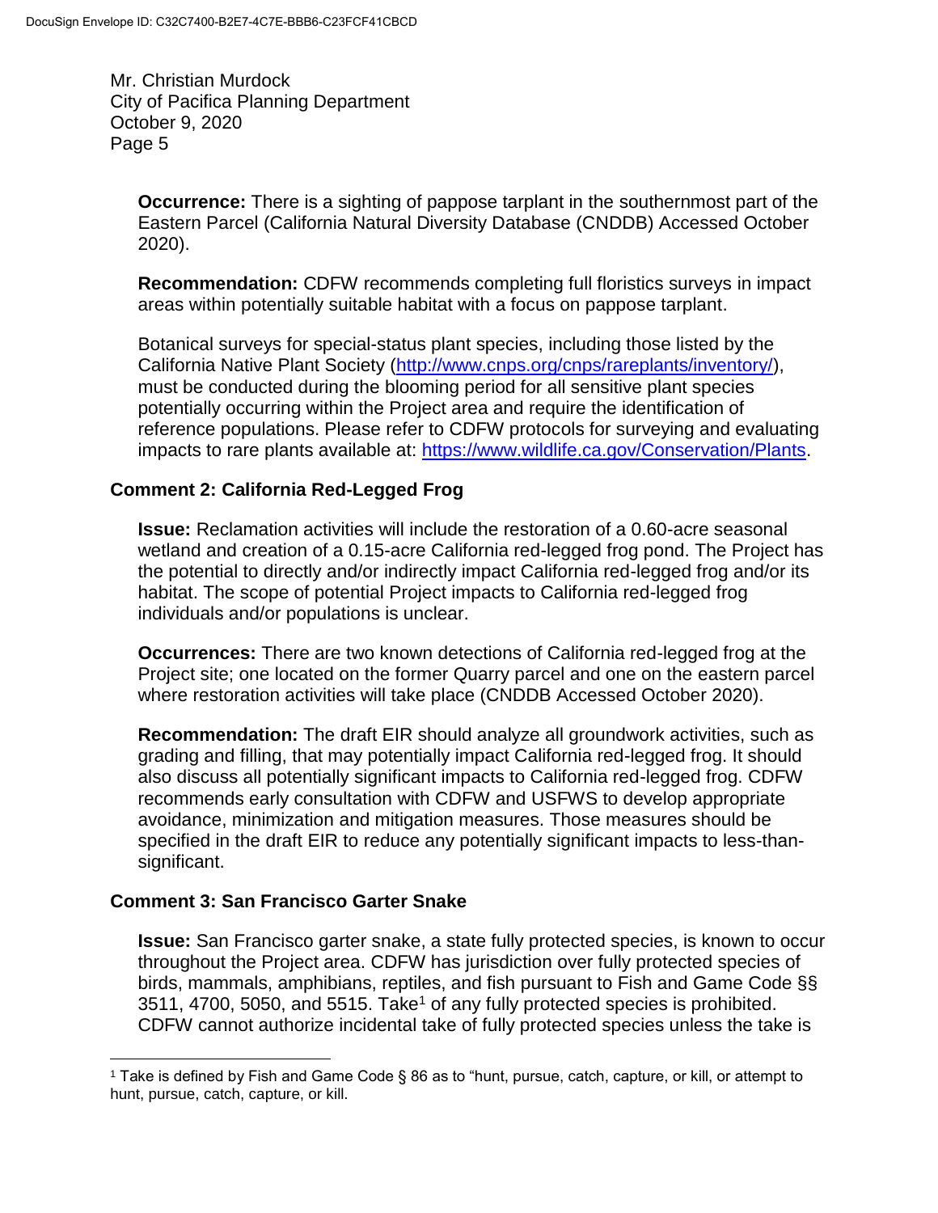**Occurrence:** There is a sighting of pappose tarplant in the southernmost part of the Eastern Parcel (California Natural Diversity Database (CNDDB) Accessed October 2020).

**Recommendation:** CDFW recommends completing full floristics surveys in impact areas within potentially suitable habitat with a focus on pappose tarplant.

Botanical surveys for special-status plant species, including those listed by the California Native Plant Society (http://www.cnps.org/cnps/rareplants/inventory/), must be conducted during the blooming period for all sensitive plant species potentially occurring within the Project area and require the identification of reference populations. Please refer to CDFW protocols for surveying and evaluating impacts to rare plants available at: https://www.wildlife.ca.gov/Conservation/Plants.

### Comment 2: California Red-Legged Frog

**Issue:** Reclamation activities will include the restoration of a 0.60-acre seasonal wetland and creation of a 0.15-acre California red-legged frog pond. The Project has the potential to directly and/or indirectly impact California red-legged frog and/or its habitat. The scope of potential Project impacts to California red-legged frog individuals and/or populations is unclear.

**Occurrences:** There are two known detections of California red-legged frog at the Project site; one located on the former Quarry parcel and one on the eastern parcel where restoration activities will take place (CNDDB Accessed October 2020).

**Recommendation:** The draft EIR should analyze all groundwork activities, such as grading and filling, that may potentially impact California red-legged frog. It should also discuss all potentially significant impacts to California red-legged frog. CDFW recommends early consultation with CDFW and USFWS to develop appropriate avoidance, minimization and mitigation measures. Those measures should be specified in the draft EIR to reduce any potentially significant impacts to less-than-significant.

### Comment 3: San Francisco Garter Snake

**Issue:** San Francisco garter snake, a state fully protected species, is known to occur throughout the Project area. CDFW has jurisdiction over fully protected species of birds, mammals, amphibians, reptiles, and fish pursuant to Fish and Game Code §§ 3511, 4700, 5050, and 5515. Take[1] of any fully protected species is prohibited. CDFW cannot authorize incidental take of fully protected species unless the take is

[1] Take is defined by Fish and Game Code § 86 as to "hunt, pursue, catch, capture, or kill, or attempt to hunt, pursue, catch, capture, or kill.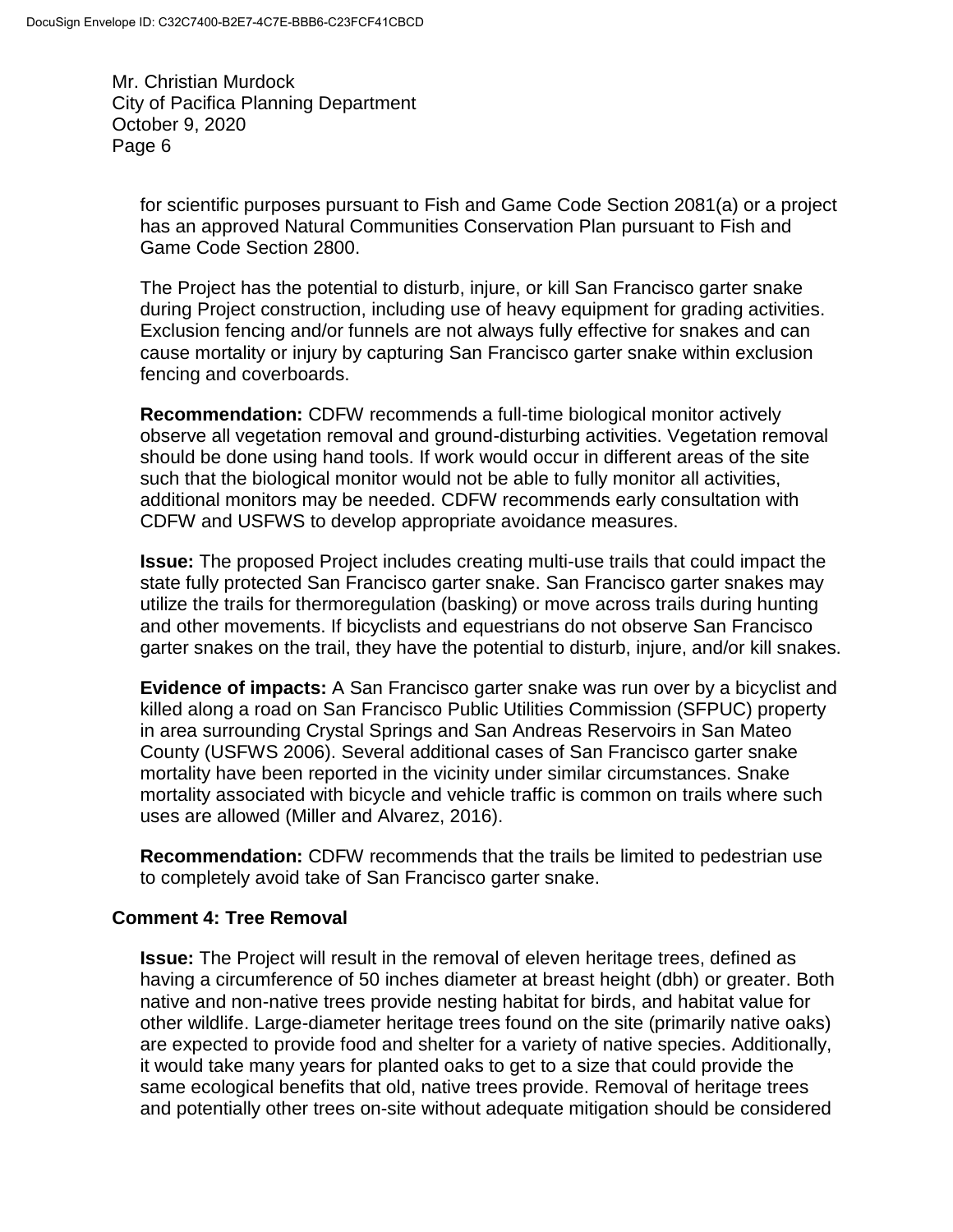for scientific purposes pursuant to Fish and Game Code Section 2081(a) or a project has an approved Natural Communities Conservation Plan pursuant to Fish and Game Code Section 2800.

The Project has the potential to disturb, injure, or kill San Francisco garter snake during Project construction, including use of heavy equipment for grading activities. Exclusion fencing and/or funnels are not always fully effective for snakes and can cause mortality or injury by capturing San Francisco garter snake within exclusion fencing and coverboards.

**Recommendation:** CDFW recommends a full-time biological monitor actively observe all vegetation removal and ground-disturbing activities. Vegetation removal should be done using hand tools. If work would occur in different areas of the site such that the biological monitor would not be able to fully monitor all activities, additional monitors may be needed. CDFW recommends early consultation with CDFW and USFWS to develop appropriate avoidance measures.

**Issue:** The proposed Project includes creating multi-use trails that could impact the state fully protected San Francisco garter snake. San Francisco garter snakes may utilize the trails for thermoregulation (basking) or move across trails during hunting and other movements. If bicyclists and equestrians do not observe San Francisco garter snakes on the trail, they have the potential to disturb, injure, and/or kill snakes.

**Evidence of impacts:** A San Francisco garter snake was run over by a bicyclist and killed along a road on San Francisco Public Utilities Commission (SFPUC) property in area surrounding Crystal Springs and San Andreas Reservoirs in San Mateo County (USFWS 2006). Several additional cases of San Francisco garter snake mortality have been reported in the vicinity under similar circumstances. Snake mortality associated with bicycle and vehicle traffic is common on trails where such uses are allowed (Miller and Alvarez, 2016).

**Recommendation:** CDFW recommends that the trails be limited to pedestrian use to completely avoid take of San Francisco garter snake.

### Comment 4: Tree Removal

**Issue:** The Project will result in the removal of eleven heritage trees, defined as having a circumference of 50 inches diameter at breast height (dbh) or greater. Both native and non-native trees provide nesting habitat for birds, and habitat value for other wildlife. Large-diameter heritage trees found on the site (primarily native oaks) are expected to provide food and shelter for a variety of native species. Additionally, it would take many years for planted oaks to get to a size that could provide the same ecological benefits that old, native trees provide. Removal of heritage trees and potentially other trees on-site without adequate mitigation should be considered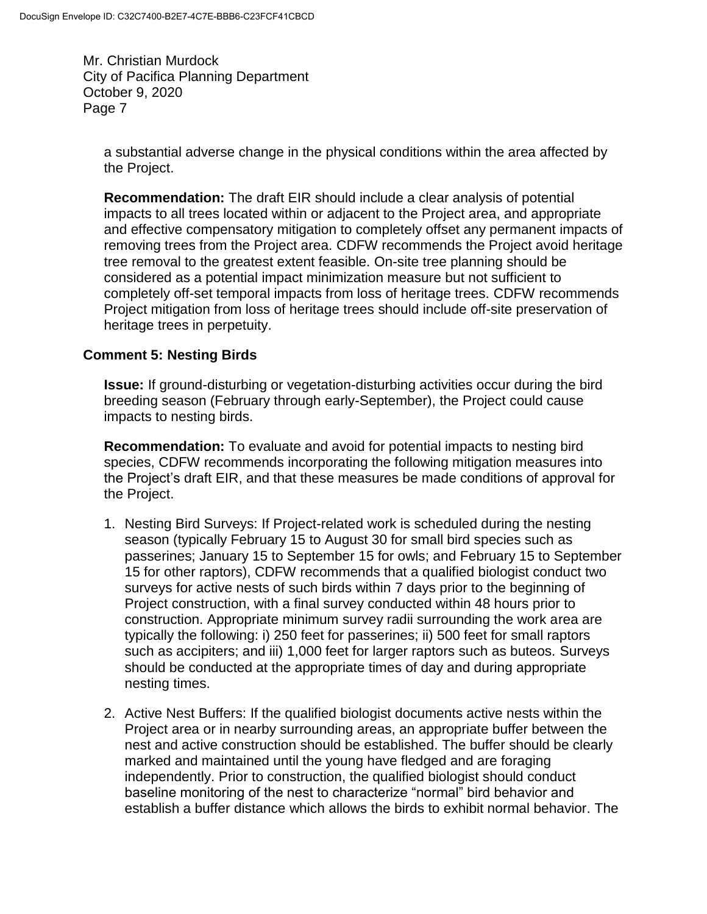a substantial adverse change in the physical conditions within the area affected by the Project.

**Recommendation:** The draft EIR should include a clear analysis of potential impacts to all trees located within or adjacent to the Project area, and appropriate and effective compensatory mitigation to completely offset any permanent impacts of removing trees from the Project area. CDFW recommends the Project avoid heritage tree removal to the greatest extent feasible. On-site tree planning should be considered as a potential impact minimization measure but not sufficient to completely off-set temporal impacts from loss of heritage trees. CDFW recommends Project mitigation from loss of heritage trees should include off-site preservation of heritage trees in perpetuity.

**Comment 5: Nesting Birds**

**Issue:** If ground-disturbing or vegetation-disturbing activities occur during the bird breeding season (February through early-September), the Project could cause impacts to nesting birds.

**Recommendation:** To evaluate and avoid for potential impacts to nesting bird species, CDFW recommends incorporating the following mitigation measures into the Project's draft EIR, and that these measures be made conditions of approval for the Project.

1. Nesting Bird Surveys: If Project-related work is scheduled during the nesting season (typically February 15 to August 30 for small bird species such as passerines; January 15 to September 15 for owls; and February 15 to September 15 for other raptors), CDFW recommends that a qualified biologist conduct two surveys for active nests of such birds within 7 days prior to the beginning of Project construction, with a final survey conducted within 48 hours prior to construction. Appropriate minimum survey radii surrounding the work area are typically the following: i) 250 feet for passerines; ii) 500 feet for small raptors such as accipiters; and iii) 1,000 feet for larger raptors such as buteos. Surveys should be conducted at the appropriate times of day and during appropriate nesting times.

2. Active Nest Buffers: If the qualified biologist documents active nests within the Project area or in nearby surrounding areas, an appropriate buffer between the nest and active construction should be established. The buffer should be clearly marked and maintained until the young have fledged and are foraging independently. Prior to construction, the qualified biologist should conduct baseline monitoring of the nest to characterize "normal" bird behavior and establish a buffer distance which allows the birds to exhibit normal behavior. The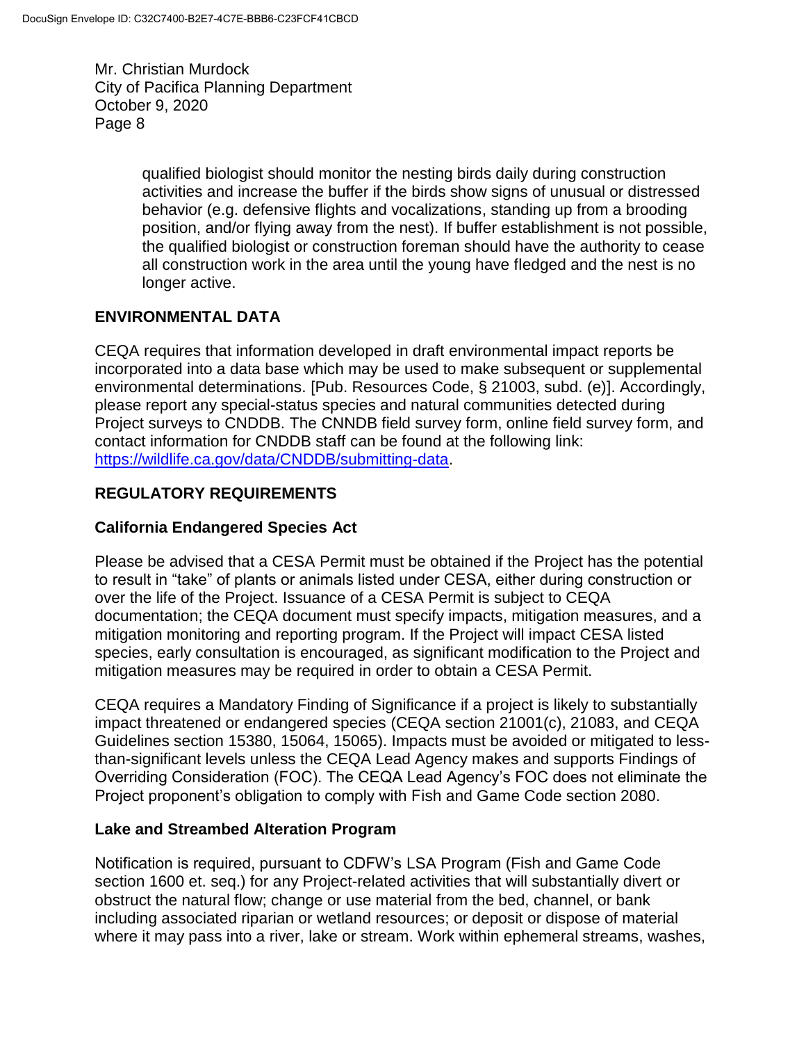qualified biologist should monitor the nesting birds daily during construction activities and increase the buffer if the birds show signs of unusual or distressed behavior (e.g. defensive flights and vocalizations, standing up from a brooding position, and/or flying away from the nest). If buffer establishment is not possible, the qualified biologist or construction foreman should have the authority to cease all construction work in the area until the young have fledged and the nest is no longer active.

## ENVIRONMENTAL DATA

CEQA requires that information developed in draft environmental impact reports be incorporated into a data base which may be used to make subsequent or supplemental environmental determinations. [Pub. Resources Code, § 21003, subd. (e)]. Accordingly, please report any special-status species and natural communities detected during Project surveys to CNDDB. The CNNDB field survey form, online field survey form, and contact information for CNDDB staff can be found at the following link: https://wildlife.ca.gov/data/CNDDB/submitting-data.

## REGULATORY REQUIREMENTS

### California Endangered Species Act

Please be advised that a CESA Permit must be obtained if the Project has the potential to result in "take" of plants or animals listed under CESA, either during construction or over the life of the Project. Issuance of a CESA Permit is subject to CEQA documentation; the CEQA document must specify impacts, mitigation measures, and a mitigation monitoring and reporting program. If the Project will impact CESA listed species, early consultation is encouraged, as significant modification to the Project and mitigation measures may be required in order to obtain a CESA Permit.

CEQA requires a Mandatory Finding of Significance if a project is likely to substantially impact threatened or endangered species (CEQA section 21001(c), 21083, and CEQA Guidelines section 15380, 15064, 15065). Impacts must be avoided or mitigated to less-than-significant levels unless the CEQA Lead Agency makes and supports Findings of Overriding Consideration (FOC). The CEQA Lead Agency's FOC does not eliminate the Project proponent's obligation to comply with Fish and Game Code section 2080.

### Lake and Streambed Alteration Program

Notification is required, pursuant to CDFW's LSA Program (Fish and Game Code section 1600 et. seq.) for any Project-related activities that will substantially divert or obstruct the natural flow; change or use material from the bed, channel, or bank including associated riparian or wetland resources; or deposit or dispose of material where it may pass into a river, lake or stream. Work within ephemeral streams, washes,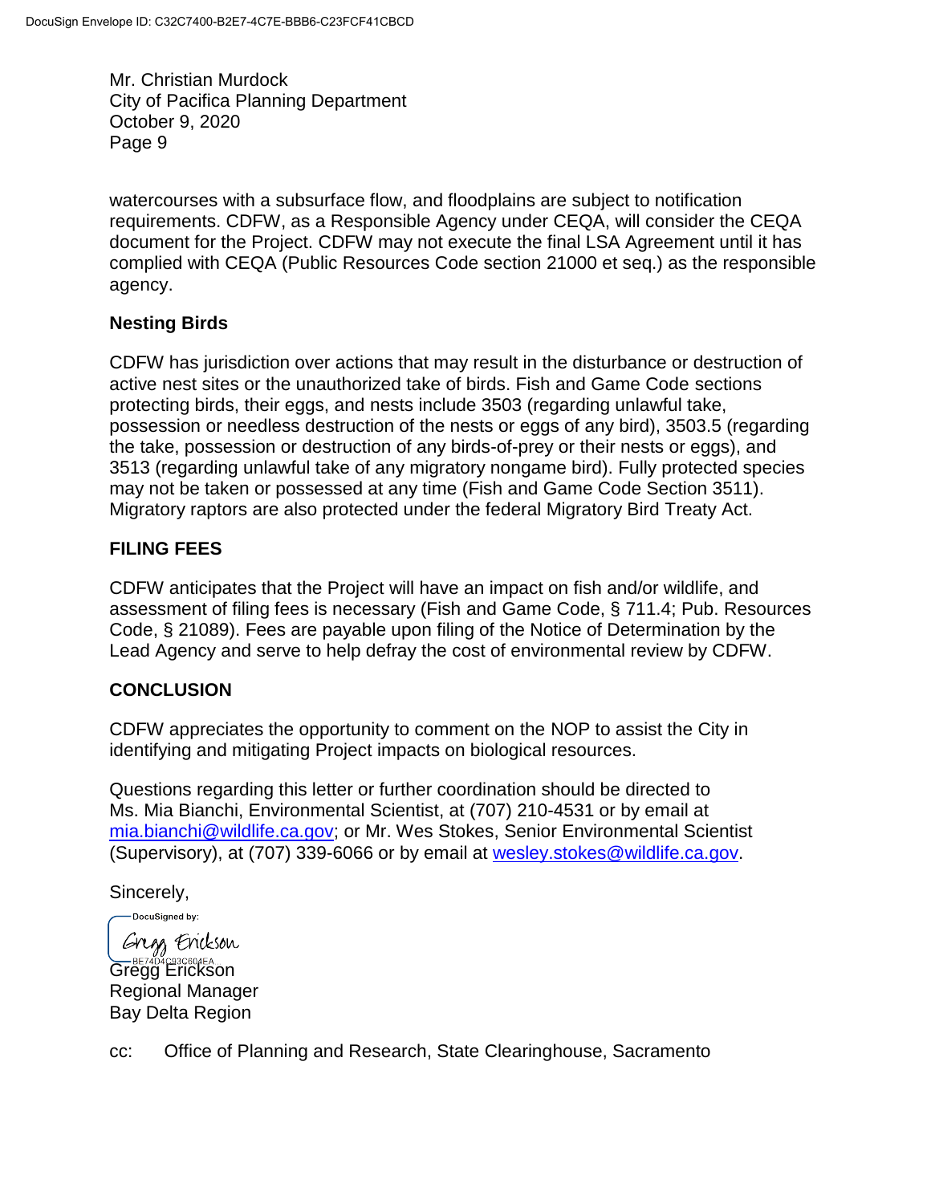watercourses with a subsurface flow, and floodplains are subject to notification requirements. CDFW, as a Responsible Agency under CEQA, will consider the CEQA document for the Project. CDFW may not execute the final LSA Agreement until it has complied with CEQA (Public Resources Code section 21000 et seq.) as the responsible agency.

**Nesting Birds**

CDFW has jurisdiction over actions that may result in the disturbance or destruction of active nest sites or the unauthorized take of birds. Fish and Game Code sections protecting birds, their eggs, and nests include 3503 (regarding unlawful take, possession or needless destruction of the nests or eggs of any bird), 3503.5 (regarding the take, possession or destruction of any birds-of-prey or their nests or eggs), and 3513 (regarding unlawful take of any migratory nongame bird). Fully protected species may not be taken or possessed at any time (Fish and Game Code Section 3511). Migratory raptors are also protected under the federal Migratory Bird Treaty Act.

## FILING FEES

CDFW anticipates that the Project will have an impact on fish and/or wildlife, and assessment of filing fees is necessary (Fish and Game Code, § 711.4; Pub. Resources Code, § 21089). Fees are payable upon filing of the Notice of Determination by the Lead Agency and serve to help defray the cost of environmental review by CDFW.

## CONCLUSION

CDFW appreciates the opportunity to comment on the NOP to assist the City in identifying and mitigating Project impacts on biological resources.

Questions regarding this letter or further coordination should be directed to Ms. Mia Bianchi, Environmental Scientist, at (707) 210-4531 or by email at mia.bianchi@wildlife.ca.gov; or Mr. Wes Stokes, Senior Environmental Scientist (Supervisory), at (707) 339-6066 or by email at wesley.stokes@wildlife.ca.gov.

Sincerely,

DocuSigned by:
Gregg Erickson
BE74D4C93C604EA...

Gregg Erickson
Regional Manager
Bay Delta Region

cc: Office of Planning and Research, State Clearinghouse, Sacramento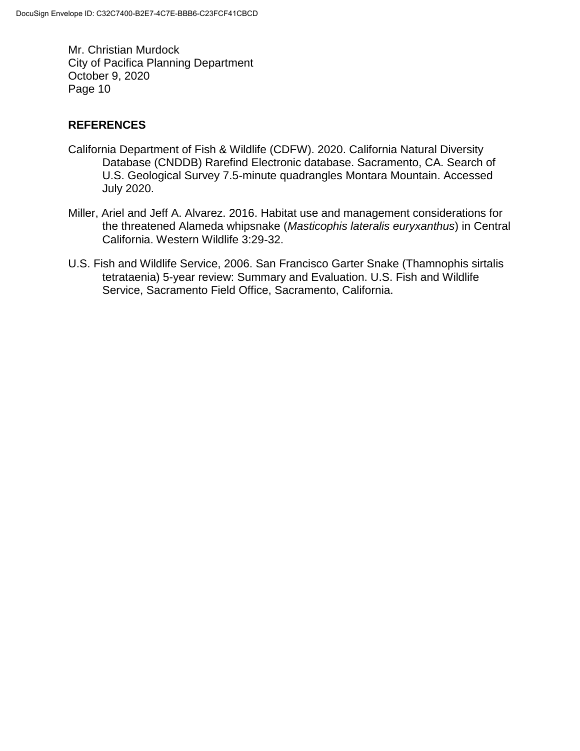## REFERENCES

California Department of Fish & Wildlife (CDFW). 2020. California Natural Diversity Database (CNDDB) Rarefind Electronic database. Sacramento, CA. Search of U.S. Geological Survey 7.5-minute quadrangles Montara Mountain. Accessed July 2020.

Miller, Ariel and Jeff A. Alvarez. 2016. Habitat use and management considerations for the threatened Alameda whipsnake (*Masticophis lateralis euryxanthus*) in Central California. Western Wildlife 3:29-32.

U.S. Fish and Wildlife Service, 2006. San Francisco Garter Snake (Thamnophis sirtalis tetrataenia) 5-year review: Summary and Evaluation. U.S. Fish and Wildlife Service, Sacramento Field Office, Sacramento, California.